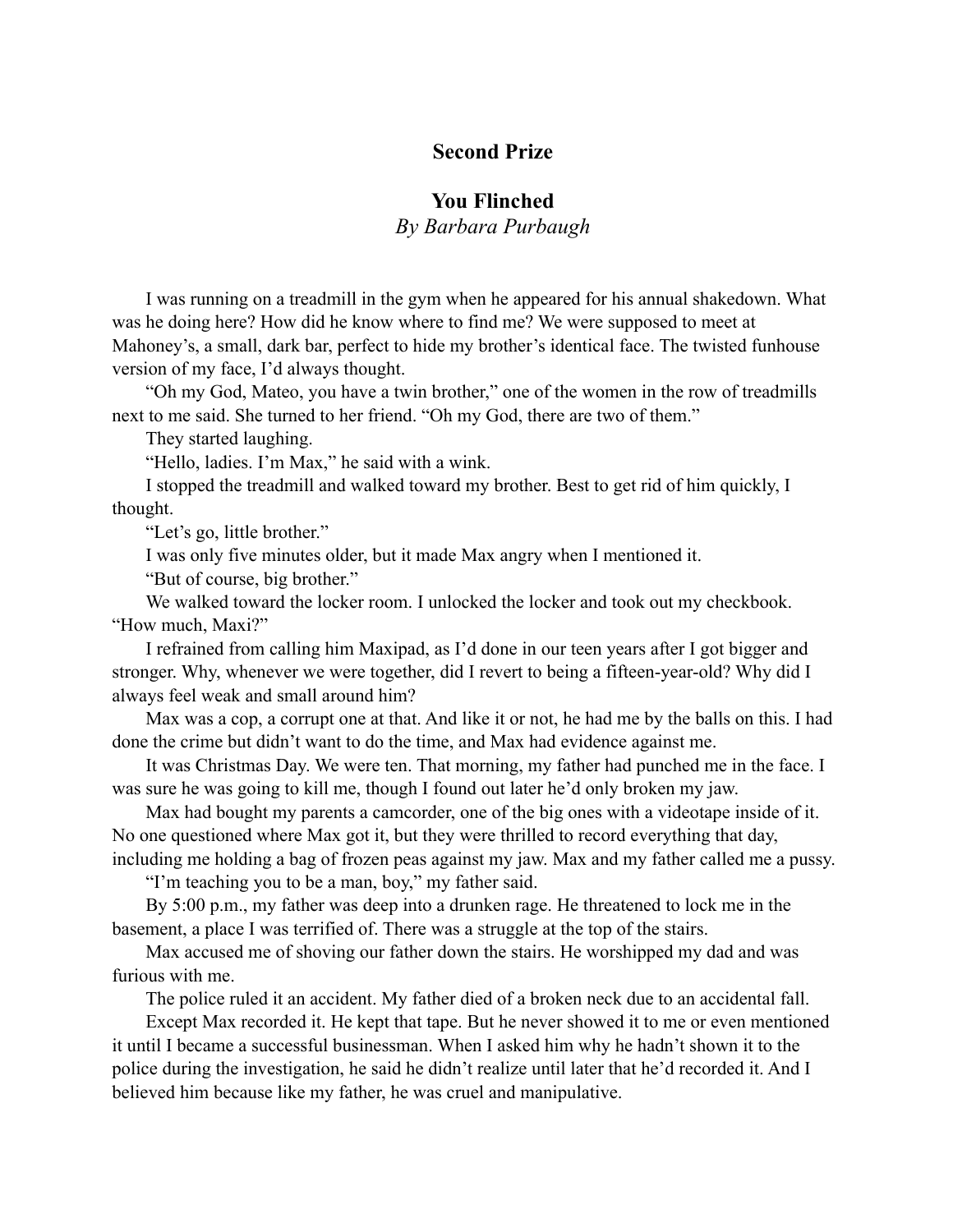**Second Prize**

# You Flinched

*By Barbara Purbaugh*

I was running on a treadmill in the gym when he appeared for his annual shakedown. What was he doing here? How did he know where to find me? We were supposed to meet at Mahoney's, a small, dark bar, perfect to hide my brother's identical face. The twisted funhouse version of my face, I'd always thought.

"Oh my God, Mateo, you have a twin brother," one of the women in the row of treadmills next to me said. She turned to her friend. "Oh my God, there are two of them."

They started laughing.

"Hello, ladies. I'm Max," he said with a wink.

I stopped the treadmill and walked toward my brother. Best to get rid of him quickly, I thought.

"Let's go, little brother."

I was only five minutes older, but it made Max angry when I mentioned it.

"But of course, big brother."

We walked toward the locker room. I unlocked the locker and took out my checkbook. "How much, Maxi?"

I refrained from calling him Maxipad, as I'd done in our teen years after I got bigger and stronger. Why, whenever we were together, did I revert to being a fifteen-year-old? Why did I always feel weak and small around him?

Max was a cop, a corrupt one at that. And like it or not, he had me by the balls on this. I had done the crime but didn't want to do the time, and Max had evidence against me.

It was Christmas Day. We were ten. That morning, my father had punched me in the face. I was sure he was going to kill me, though I found out later he'd only broken my jaw.

Max had bought my parents a camcorder, one of the big ones with a videotape inside of it. No one questioned where Max got it, but they were thrilled to record everything that day, including me holding a bag of frozen peas against my jaw. Max and my father called me a pussy.

"I'm teaching you to be a man, boy," my father said.

By 5:00 p.m., my father was deep into a drunken rage. He threatened to lock me in the basement, a place I was terrified of. There was a struggle at the top of the stairs.

Max accused me of shoving our father down the stairs. He worshipped my dad and was furious with me.

The police ruled it an accident. My father died of a broken neck due to an accidental fall.

Except Max recorded it. He kept that tape. But he never showed it to me or even mentioned it until I became a successful businessman. When I asked him why he hadn't shown it to the police during the investigation, he said he didn't realize until later that he'd recorded it. And I believed him because like my father, he was cruel and manipulative.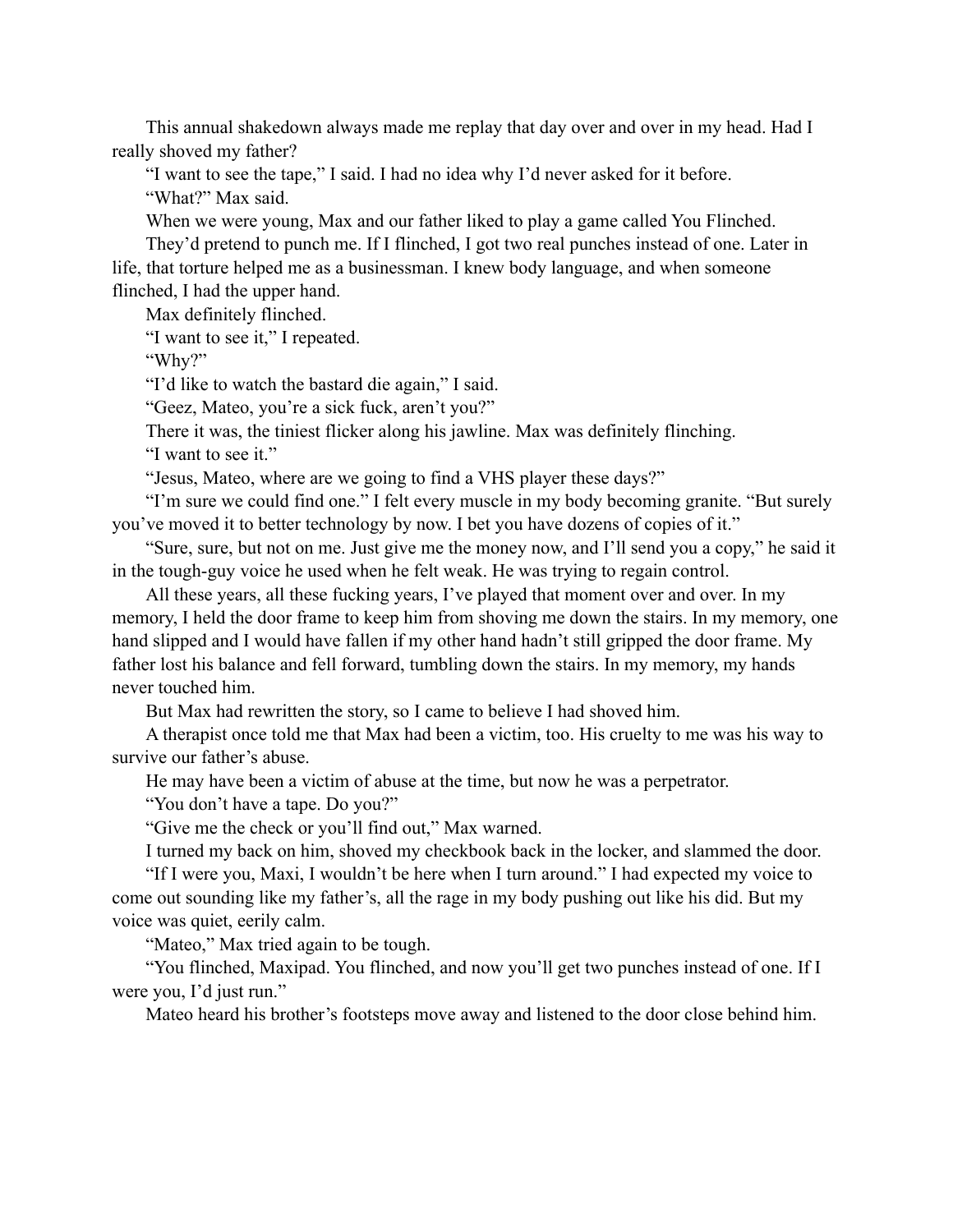This annual shakedown always made me replay that day over and over in my head. Had I really shoved my father?

"I want to see the tape," I said. I had no idea why I'd never asked for it before.

"What?" Max said.

When we were young, Max and our father liked to play a game called You Flinched.

They'd pretend to punch me. If I flinched, I got two real punches instead of one. Later in life, that torture helped me as a businessman. I knew body language, and when someone flinched, I had the upper hand.

Max definitely flinched.

"I want to see it," I repeated.

"Why?"

"I'd like to watch the bastard die again," I said.

"Geez, Mateo, you're a sick fuck, aren't you?"

There it was, the tiniest flicker along his jawline. Max was definitely flinching.

"I want to see it."

"Jesus, Mateo, where are we going to find a VHS player these days?"

"I'm sure we could find one." I felt every muscle in my body becoming granite. "But surely you've moved it to better technology by now. I bet you have dozens of copies of it."

"Sure, sure, but not on me. Just give me the money now, and I'll send you a copy," he said it in the tough-guy voice he used when he felt weak. He was trying to regain control.

All these years, all these fucking years, I've played that moment over and over. In my memory, I held the door frame to keep him from shoving me down the stairs. In my memory, one hand slipped and I would have fallen if my other hand hadn't still gripped the door frame. My father lost his balance and fell forward, tumbling down the stairs. In my memory, my hands never touched him.

But Max had rewritten the story, so I came to believe I had shoved him.

A therapist once told me that Max had been a victim, too. His cruelty to me was his way to survive our father's abuse.

He may have been a victim of abuse at the time, but now he was a perpetrator.

"You don't have a tape. Do you?"

"Give me the check or you'll find out," Max warned.

I turned my back on him, shoved my checkbook back in the locker, and slammed the door.

"If I were you, Maxi, I wouldn't be here when I turn around." I had expected my voice to come out sounding like my father's, all the rage in my body pushing out like his did. But my voice was quiet, eerily calm.

"Mateo," Max tried again to be tough.

"You flinched, Maxipad. You flinched, and now you'll get two punches instead of one. If I were you, I'd just run."

Mateo heard his brother's footsteps move away and listened to the door close behind him.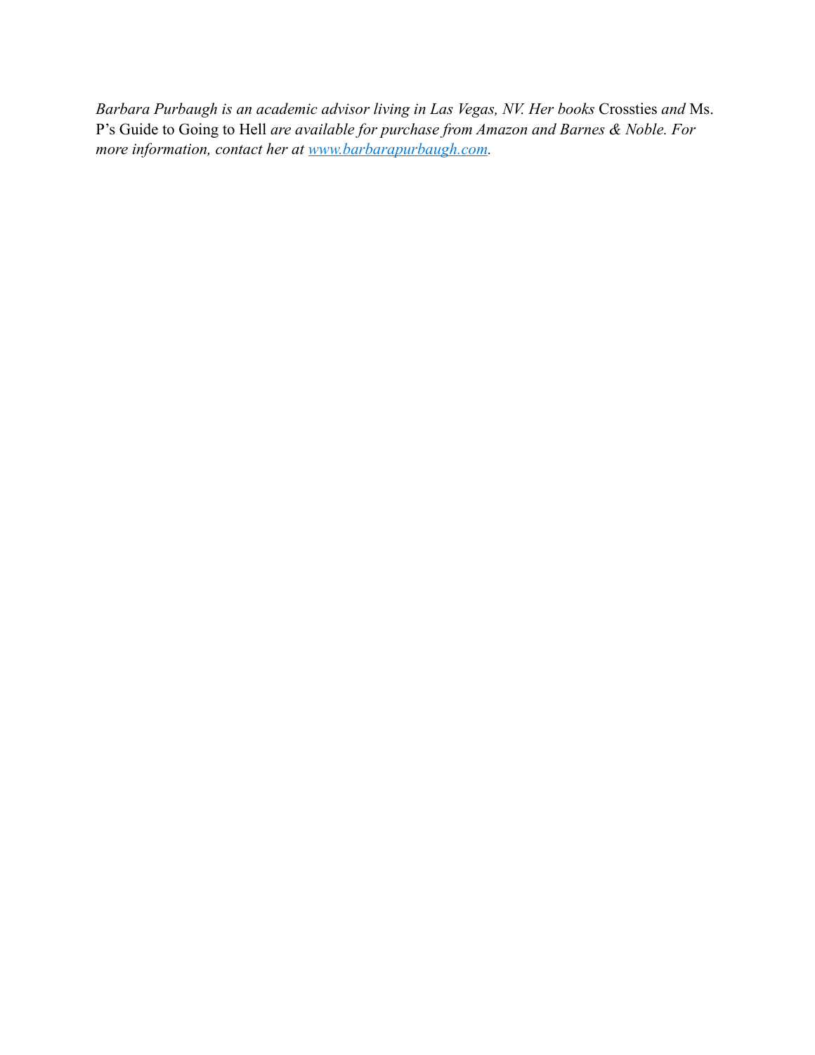*Barbara Purbaugh is an academic advisor living in Las Vegas, NV. Her books* Crossties *and* Ms. P's Guide to Going to Hell *are available for purchase from Amazon and Barnes & Noble. For more information, contact her at [www.barbarapurbaugh.com](http://www.barbarapurbaugh.com).*